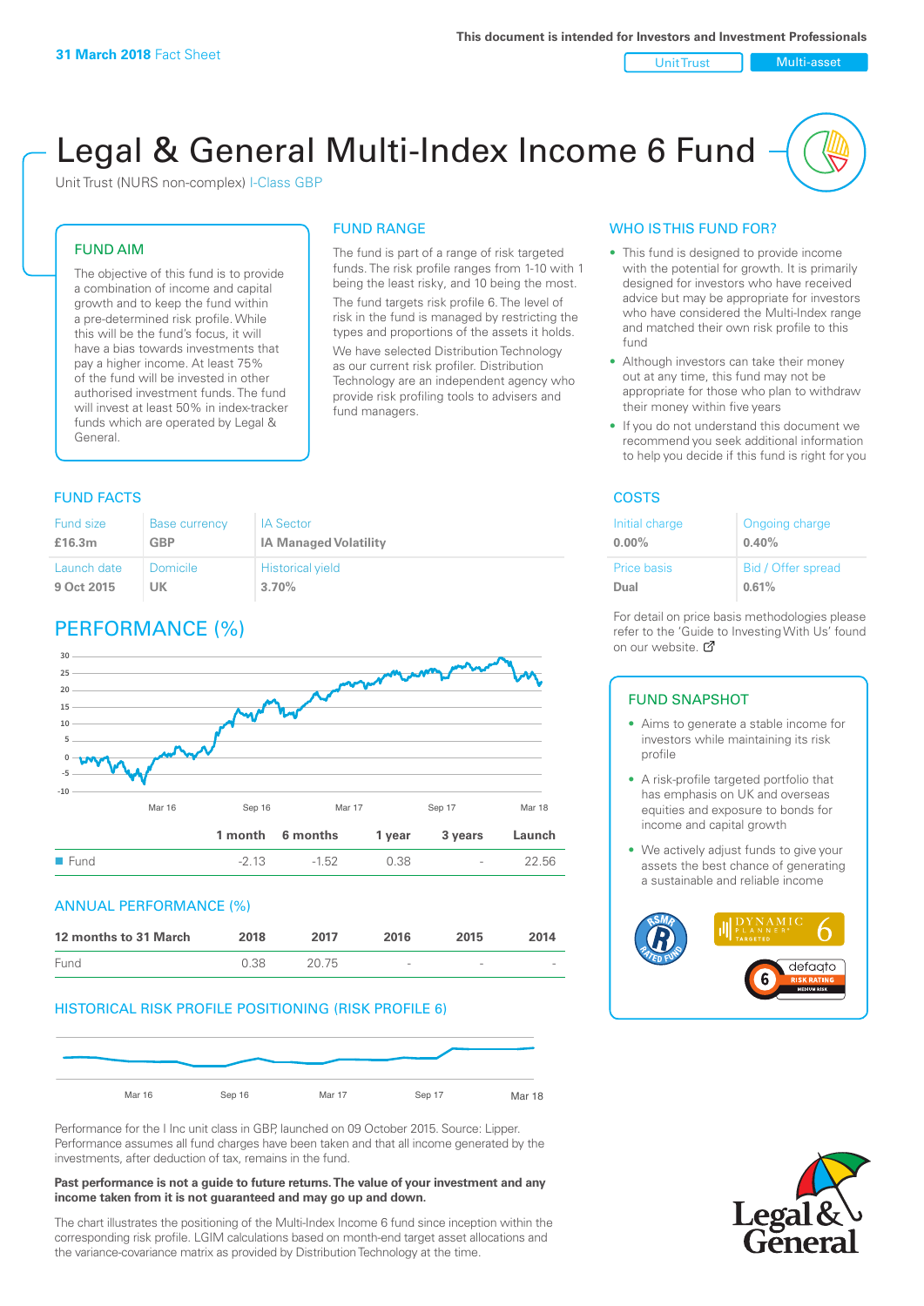31 March 2018 Fact Sheet

This document is intended for Investors and Investment Professionals

Unit Trust | Multi-asset

# Legal & General Multi-Index Income 6 Fund

Unit Trust (NURS non-complex) I-Class GBP

## FUND AIM

The objective of this fund is to provide a combination of income and capital growth and to keep the fund within a pre-determined risk profile. While this will be the fund's focus, it will have a bias towards investments that pay a higher income. At least 75% of the fund will be invested in other authorised investment funds. The fund will invest at least 50% in index-tracker funds which are operated by Legal & General.

## FUND RANGE

The fund is part of a range of risk targeted funds. The risk profile ranges from 1-10 with 1 being the least risky, and 10 being the most.

The fund targets risk profile 6. The level of risk in the fund is managed by restricting the types and proportions of the assets it holds.

We have selected Distribution Technology as our current risk profiler. Distribution Technology are an independent agency who provide risk profiling tools to advisers and fund managers.

## WHO IS THIS FUND FOR?

- This fund is designed to provide income with the potential for growth. It is primarily designed for investors who have received advice but may be appropriate for investors who have considered the Multi-Index range and matched their own risk profile to this fund
- Although investors can take their money out at any time, this fund may not be appropriate for those who plan to withdraw their money within five years
- If you do not understand this document we recommend you seek additional information to help you decide if this fund is right for you

## FUND FACTS

| Fund size | Base currency | IA Sector |
|---|---|---|
| **£16.3m** | **GBP** | **IA Managed Volatility** |
| **Launch date** | **Domicile** | **Historical yield** |
| **9 Oct 2015** | **UK** | **3.70%** |

## COSTS

| Initial charge | Ongoing charge |
|---|---|
| **0.00%** | **0.40%** |
| **Price basis** | **Bid / Offer spread** |
| **Dual** | **0.61%** |

For detail on price basis methodologies please refer to the 'Guide to Investing With Us' found on our website.

## PERFORMANCE (%)

| | 1 month | 6 months | 1 year | 3 years | Launch |
|---|---|---|---|---|---|
| Fund | -2.13 | -1.52 | 0.38 | - | 22.56 |

## ANNUAL PERFORMANCE (%)

| 12 months to 31 March | 2018 | 2017 | 2016 | 2015 | 2014 |
|---|---|---|---|---|---|
| Fund | 0.38 | 20.75 | - | - | - |

## HISTORICAL RISK PROFILE POSITIONING (RISK PROFILE 6)

Performance for the I Inc unit class in GBP, launched on 09 October 2015. Source: Lipper. Performance assumes all fund charges have been taken and that all income generated by the investments, after deduction of tax, remains in the fund.

**Past performance is not a guide to future returns. The value of your investment and any income taken from it is not guaranteed and may go up and down.**

The chart illustrates the positioning of the Multi-Index Income 6 fund since inception within the corresponding risk profile. LGIM calculations based on month-end target asset allocations and the variance-covariance matrix as provided by Distribution Technology at the time.

## FUND SNAPSHOT

- Aims to generate a stable income for investors while maintaining its risk profile
- A risk-profile targeted portfolio that has emphasis on UK and overseas equities and exposure to bonds for income and capital growth
- We actively adjust funds to give your assets the best chance of generating a sustainable and reliable income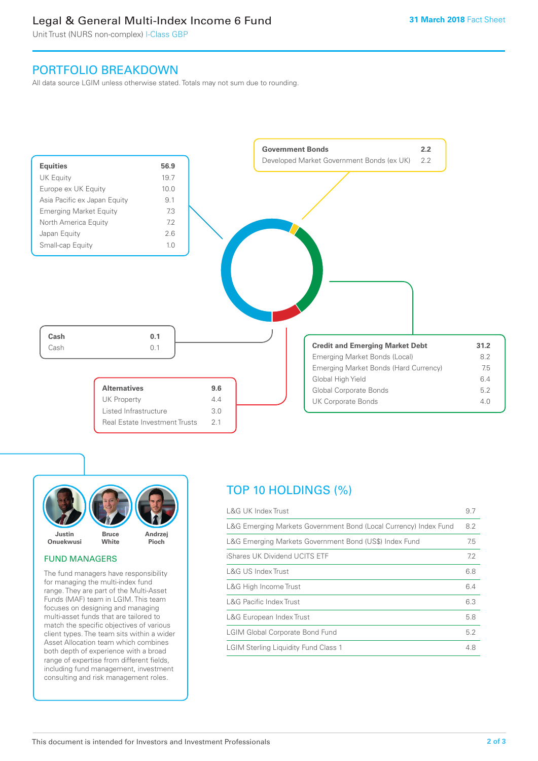# Legal & General Multi-Index Income 6 Fund

Unit Trust (NURS non-complex) I-Class GBP

31 March 2018 Fact Sheet

## PORTFOLIO BREAKDOWN

All data source LGIM unless otherwise stated. Totals may not sum due to rounding.

| Equities | 56.9 |
|---|---|
| UK Equity | 19.7 |
| Europe ex UK Equity | 10.0 |
| Asia Pacific ex Japan Equity | 9.1 |
| Emerging Market Equity | 7.3 |
| North America Equity | 7.2 |
| Japan Equity | 2.6 |
| Small-cap Equity | 1.0 |

| Government Bonds | 2.2 |
|---|---|
| Developed Market Government Bonds (ex UK) | 2.2 |

| Cash | 0.1 |
|---|---|
| Cash | 0.1 |

| Alternatives | 9.6 |
|---|---|
| UK Property | 4.4 |
| Listed Infrastructure | 3.0 |
| Real Estate Investment Trusts | 2.1 |

| Credit and Emerging Market Debt | 31.2 |
|---|---|
| Emerging Market Bonds (Local) | 8.2 |
| Emerging Market Bonds (Hard Currency) | 7.5 |
| Global High Yield | 6.4 |
| Global Corporate Bonds | 5.2 |
| UK Corporate Bonds | 4.0 |

Justin Onuekwusi, Bruce White, Andrzej Pioch

### FUND MANAGERS

The fund managers have responsibility for managing the multi-index fund range. They are part of the Multi-Asset Funds (MAF) team in LGIM. This team focuses on designing and managing multi-asset funds that are tailored to match the specific objectives of various client types. The team sits within a wider Asset Allocation team which combines both depth of experience with a broad range of expertise from different fields, including fund management, investment consulting and risk management roles.

## TOP 10 HOLDINGS (%)

| Holding | % |
|---|---|
| L&G UK Index Trust | 9.7 |
| L&G Emerging Markets Government Bond (Local Currency) Index Fund | 8.2 |
| L&G Emerging Markets Government Bond (US$) Index Fund | 7.5 |
| iShares UK Dividend UCITS ETF | 7.2 |
| L&G US Index Trust | 6.8 |
| L&G High Income Trust | 6.4 |
| L&G Pacific Index Trust | 6.3 |
| L&G European Index Trust | 5.8 |
| LGIM Global Corporate Bond Fund | 5.2 |
| LGIM Sterling Liquidity Fund Class 1 | 4.8 |

This document is intended for Investors and Investment Professionals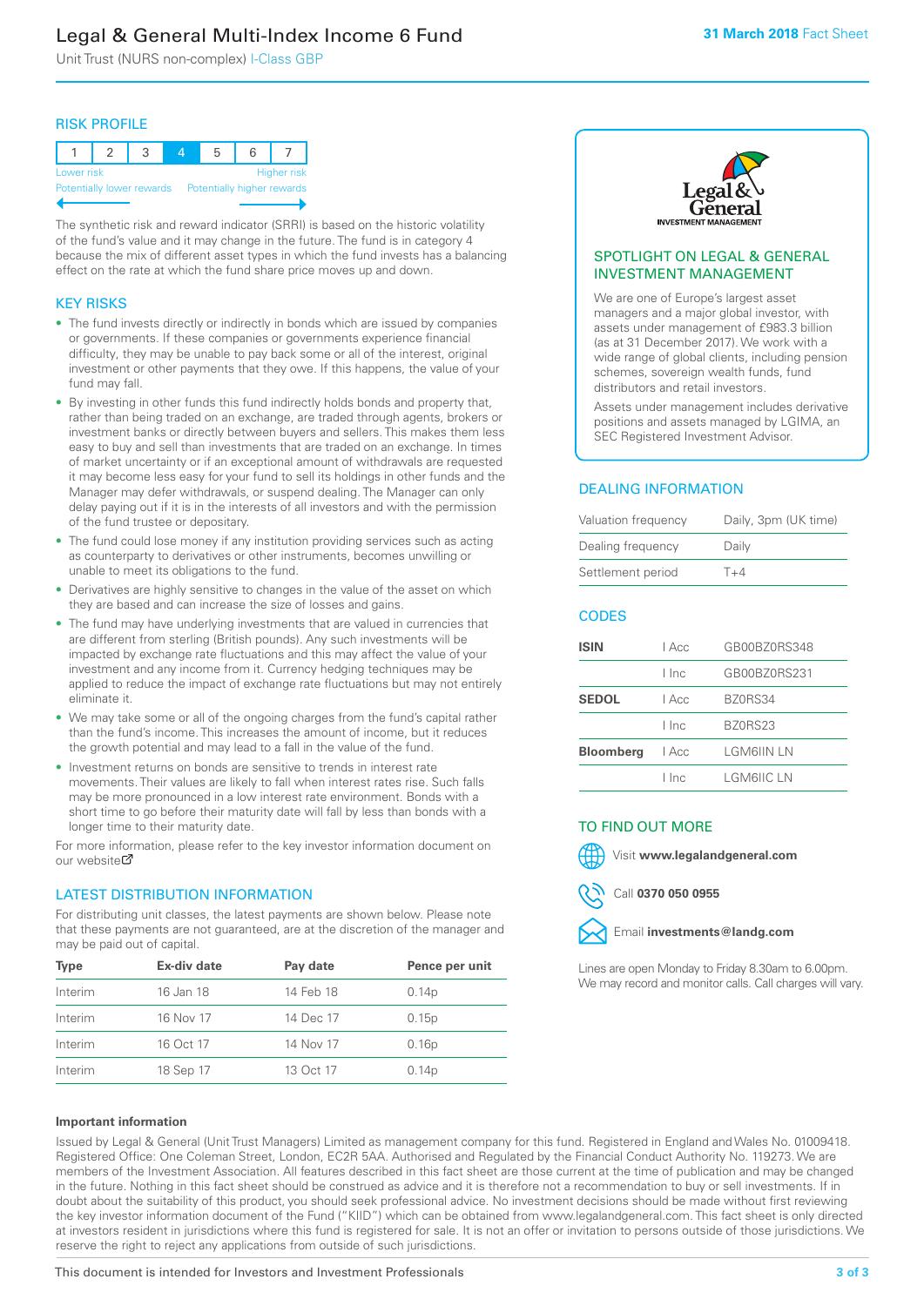# Legal & General Multi-Index Income 6 Fund

Unit Trust (NURS non-complex) I-Class GBP

**31 March 2018** Fact Sheet

## RISK PROFILE

| 1 | 2 | 3 | 4 | 5 | 6 | 7 |
|---|---|---|---|---|---|---|

Lower risk — Higher risk

Potentially lower rewards — Potentially higher rewards

The synthetic risk and reward indicator (SRRI) is based on the historic volatility of the fund's value and it may change in the future. The fund is in category 4 because the mix of different asset types in which the fund invests has a balancing effect on the rate at which the fund share price moves up and down.

## KEY RISKS

- The fund invests directly or indirectly in bonds which are issued by companies or governments. If these companies or governments experience financial difficulty, they may be unable to pay back some or all of the interest, original investment or other payments that they owe. If this happens, the value of your fund may fall.
- By investing in other funds this fund indirectly holds bonds and property that, rather than being traded on an exchange, are traded through agents, brokers or investment banks or directly between buyers and sellers. This makes them less easy to buy and sell than investments that are traded on an exchange. In times of market uncertainty or if an exceptional amount of withdrawals are requested it may become less easy for your fund to sell its holdings in other funds and the Manager may defer withdrawals, or suspend dealing. The Manager can only delay paying out if it is in the interests of all investors and with the permission of the fund trustee or depositary.
- The fund could lose money if any institution providing services such as acting as counterparty to derivatives or other instruments, becomes unwilling or unable to meet its obligations to the fund.
- Derivatives are highly sensitive to changes in the value of the asset on which they are based and can increase the size of losses and gains.
- The fund may have underlying investments that are valued in currencies that are different from sterling (British pounds). Any such investments will be impacted by exchange rate fluctuations and this may affect the value of your investment and any income from it. Currency hedging techniques may be applied to reduce the impact of exchange rate fluctuations but may not entirely eliminate it.
- We may take some or all of the ongoing charges from the fund's capital rather than the fund's income. This increases the amount of income, but it reduces the growth potential and may lead to a fall in the value of the fund.
- Investment returns on bonds are sensitive to trends in interest rate movements. Their values are likely to fall when interest rates rise. Such falls may be more pronounced in a low interest rate environment. Bonds with a short time to go before their maturity date will fall by less than bonds with a longer time to their maturity date.

For more information, please refer to the key investor information document on our website

## LATEST DISTRIBUTION INFORMATION

For distributing unit classes, the latest payments are shown below. Please note that these payments are not guaranteed, are at the discretion of the manager and may be paid out of capital.

| Type | Ex-div date | Pay date | Pence per unit |
|---|---|---|---|
| Interim | 16 Jan 18 | 14 Feb 18 | 0.14p |
| Interim | 16 Nov 17 | 14 Dec 17 | 0.15p |
| Interim | 16 Oct 17 | 14 Nov 17 | 0.16p |
| Interim | 18 Sep 17 | 13 Oct 17 | 0.14p |

## SPOTLIGHT ON LEGAL & GENERAL INVESTMENT MANAGEMENT

We are one of Europe's largest asset managers and a major global investor, with assets under management of £983.3 billion (as at 31 December 2017). We work with a wide range of global clients, including pension schemes, sovereign wealth funds, fund distributors and retail investors.

Assets under management includes derivative positions and assets managed by LGIMA, an SEC Registered Investment Advisor.

## DEALING INFORMATION

| | |
|---|---|
| Valuation frequency | Daily, 3pm (UK time) |
| Dealing frequency | Daily |
| Settlement period | T+4 |

## CODES

| | | |
|---|---|---|
| **ISIN** | I Acc | GB00BZ0RS348 |
| | I Inc | GB00BZ0RS231 |
| **SEDOL** | I Acc | BZ0RS34 |
| | I Inc | BZ0RS23 |
| **Bloomberg** | I Acc | LGM6IIN LN |
| | I Inc | LGM6IIC LN |

## TO FIND OUT MORE

Visit **www.legalandgeneral.com**

Call **0370 050 0955**

Email **investments@landg.com**

Lines are open Monday to Friday 8.30am to 6.00pm. We may record and monitor calls. Call charges will vary.

**Important information**

Issued by Legal & General (Unit Trust Managers) Limited as management company for this fund. Registered in England and Wales No. 01009418. Registered Office: One Coleman Street, London, EC2R 5AA. Authorised and Regulated by the Financial Conduct Authority No. 119273. We are members of the Investment Association. All features described in this fact sheet are those current at the time of publication and may be changed in the future. Nothing in this fact sheet should be construed as advice and it is therefore not a recommendation to buy or sell investments. If in doubt about the suitability of this product, you should seek professional advice. No investment decisions should be made without first reviewing the key investor information document of the Fund ("KIID") which can be obtained from www.legalandgeneral.com. This fact sheet is only directed at investors resident in jurisdictions where this fund is registered for sale. It is not an offer or invitation to persons outside of those jurisdictions. We reserve the right to reject any applications from outside of such jurisdictions.

This document is intended for Investors and Investment Professionals